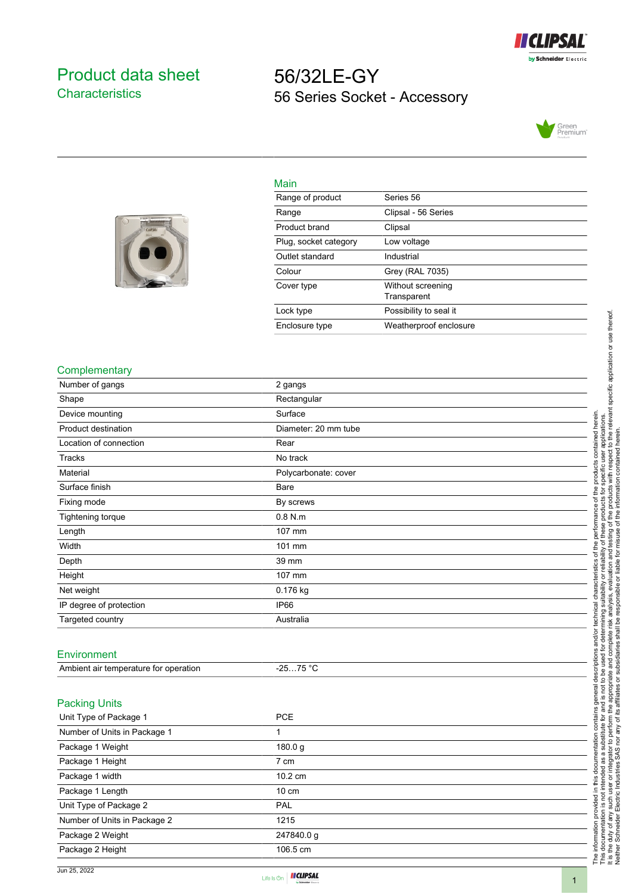# Product data sheet

## Characteristics

# 56/32LE-GY

## 56 Series Socket - Accessory

### Main

| | |
|---|---|
| Range of product | Series 56 |
| Range | Clipsal - 56 Series |
| Product brand | Clipsal |
| Plug, socket category | Low voltage |
| Outlet standard | Industrial |
| Colour | Grey (RAL 7035) |
| Cover type | Without screening<br>Transparent |
| Lock type | Possibility to seal it |
| Enclosure type | Weatherproof enclosure |

### Complementary

| | |
|---|---|
| Number of gangs | 2 gangs |
| Shape | Rectangular |
| Device mounting | Surface |
| Product destination | Diameter: 20 mm tube |
| Location of connection | Rear |
| Tracks | No track |
| Material | Polycarbonate: cover |
| Surface finish | Bare |
| Fixing mode | By screws |
| Tightening torque | 0.8 N.m |
| Length | 107 mm |
| Width | 101 mm |
| Depth | 39 mm |
| Height | 107 mm |
| Net weight | 0.176 kg |
| IP degree of protection | IP66 |
| Targeted country | Australia |

### Environment

| | |
|---|---|
| Ambient air temperature for operation | -25…75 °C |

### Packing Units

| | |
|---|---|
| Unit Type of Package 1 | PCE |
| Number of Units in Package 1 | 1 |
| Package 1 Weight | 180.0 g |
| Package 1 Height | 7 cm |
| Package 1 width | 10.2 cm |
| Package 1 Length | 10 cm |
| Unit Type of Package 2 | PAL |
| Number of Units in Package 2 | 1215 |
| Package 2 Weight | 247840.0 g |
| Package 2 Height | 106.5 cm |

The information provided in this documentation contains general descriptions and/or technical characteristics of the performance of the products contained herein. This documentation is not intended as a substitute for and is not to be used for determining suitability or reliability of these products for specific user applications. It is the duty of any such user or integrator to perform the appropriate and complete risk analysis, evaluation and testing of the products with respect to the relevant specific application or use thereof. Neither Schneider Electric Industries SAS nor any of its affiliates or subsidiaries shall be responsible or liable for misuse of the information contained herein.

Jun 25, 2022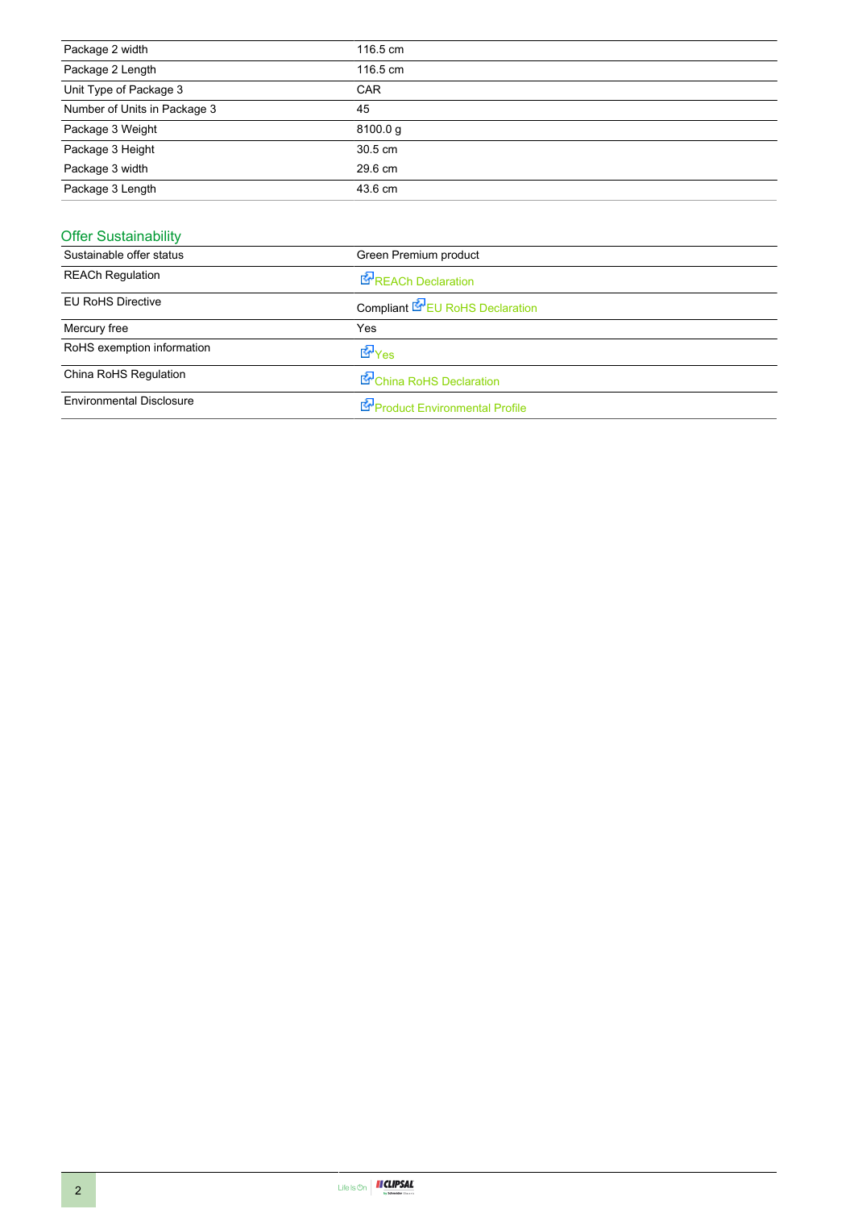| | |
|---|---|
| Package 2 width | 116.5 cm |
| Package 2 Length | 116.5 cm |
| Unit Type of Package 3 | CAR |
| Number of Units in Package 3 | 45 |
| Package 3 Weight | 8100.0 g |
| Package 3 Height | 30.5 cm |
| Package 3 width | 29.6 cm |
| Package 3 Length | 43.6 cm |

## Offer Sustainability

| | |
|---|---|
| Sustainable offer status | Green Premium product |
| REACh Regulation | REACh Declaration |
| EU RoHS Directive | Compliant EU RoHS Declaration |
| Mercury free | Yes |
| RoHS exemption information | Yes |
| China RoHS Regulation | China RoHS Declaration |
| Environmental Disclosure | Product Environmental Profile |